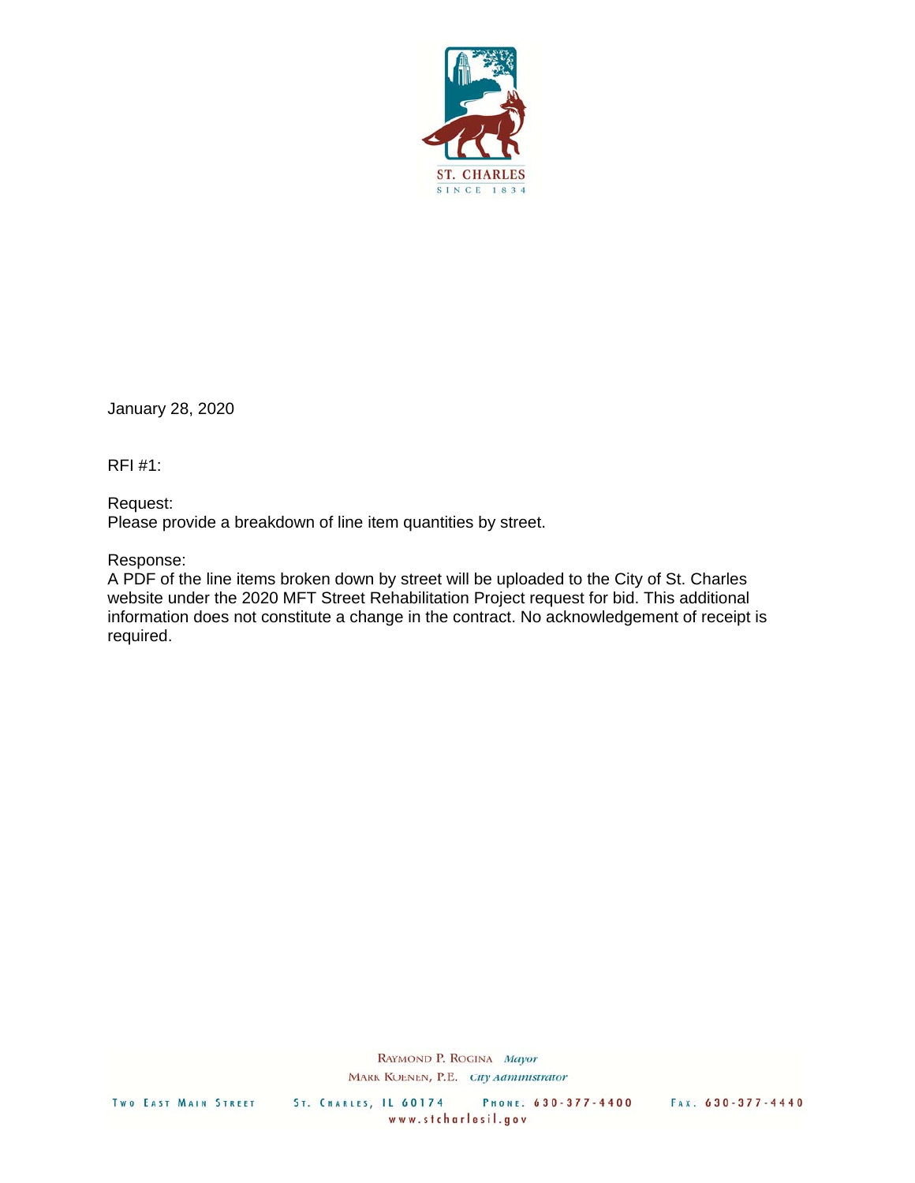January 28, 2020

RFI #1:

Request:
Please provide a breakdown of line item quantities by street.

Response:
A PDF of the line items broken down by street will be uploaded to the City of St. Charles website under the 2020 MFT Street Rehabilitation Project request for bid. This additional information does not constitute a change in the contract. No acknowledgement of receipt is required.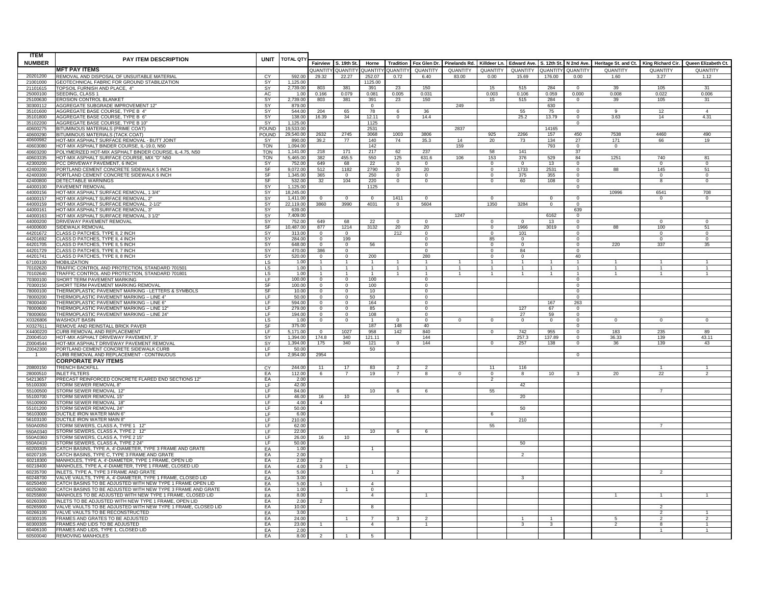| ITEM NUMBER | PAY ITEM DESCRIPTION | UNIT | TOTAL QTY | Fairview | S. 19th St. | Horne | Tradition | Fox Glen Dr. | Pinelands Rd. | Killdeer Ln. | Edward Ave. | S. 12th St. | N 2nd Ave. | Heritage St. and Ct. | King Richard Cir. | Queen Elizabeth Ct. |
|---|---|---|---|---|---|---|---|---|---|---|---|---|---|---|---|---|
| | **MFT PAY ITEMS** | | | QUANTITY | QUANTITY | QUANTITY | QUANTITY | QUANTITY | QUANTITY | QUANTITY | QUANTITY | QUANTITY | QUANTITY | QUANTITY | QUANTITY | QUANTITY |
| 20201200 | REMOVAL AND DISPOSAL OF UNSUITABLE MATERIAL | CY | 592.00 | 29.32 | 22.27 | 252.07 | 0.72 | 6.40 | 83.00 | 0.00 | 15.69 | 176.00 | 0.00 | 1.60 | 3.27 | 1.12 |
| 21001000 | GEOTECHNICAL FABRIC FOR GROUND STABILIZATION | SY | 1,125.00 | | | 1125.00 | | | | | | | | | | |
| 21101615 | TOPSOIL FURNISH AND PLACE, 4" | SY | 2,739.00 | 803 | 381 | 391 | 23 | 150 | | 15 | 515 | 284 | 0 | 39 | 105 | 31 |
| 25000100 | SEEDING, CLASS 1 | AC | 1.00 | 0.166 | 0.079 | 0.081 | 0.005 | 0.031 | | 0.003 | 0.106 | 0.059 | 0.000 | 0.008 | 0.022 | 0.006 |
| 25100630 | EROSION CONTROL BLANKET | SY | 2,739.00 | 803 | 381 | 391 | 23 | 150 | | 15 | 515 | 284 | 0 | 39 | 105 | 31 |
| 30300112 | AGGREGATE SUBGRADE IMPROVEMENT 12" | SY | 879.00 | | | 0 | | | 249 | | | 630 | | | | |
| 35101600 | AGGREGATE BASE COURSE, TYPE B 4" | SY | 544.00 | 204 | 65 | 78 | 6 | 36 | | | 55 | 75 | 0 | 9 | 12 | 4 |
| 35101800 | AGGREGATE BASE COURSE, TYPE B 6" | SY | 138.00 | 16.39 | 34 | 12.11 | 0 | 14.4 | | | 25.2 | 13.79 | 0 | 3.63 | 14 | 4.31 |
| 35102200 | AGGREGATE BASE COURSE, TYPE B 10" | SY | 1,125.00 | | | 1125 | | | | | | | 0 | | | |
| 40600275 | BITUMINOUS MATERIALS (PRIME COAT) | POUND | 19,533.00 | | | 2531 | | | 2837 | | | 14165 | | | | |
| 40600290 | BITUMINOUS MATERIALS (TACK COAT) | POUND | 29,540.00 | 2632 | 2745 | 3068 | 1003 | 3806 | | 925 | 2266 | 157 | 450 | 7538 | 4460 | 490 |
| 40600982 | HOT-MIX ASPHALT SURFACE REMOVAL - BUTT JOINT | SY | 890.00 | 39.2 | 77 | 140 | 74 | 35.3 | 14 | 20 | 73 | 134 | 27 | 171 | 66 | 19 |
| 40603080 | HOT-MIX ASPHALT BINDER COURSE, IL-19.0, N50 | TON | 1,094.00 | | | 142 | | | 159 | | | 793 | 0 | 0 | | |
| 40603200 | POLYMERIZED HOT-MIX ASPHALT BINDER COURSE, IL-4.75, N50 | TON | 1,141.00 | 218 | 171 | 217 | 62 | 237 | | 58 | 141 | | 37 | | | |
| 40603335 | HOT-MIX ASPHALT SURFACE COURSE, MIX "D" N50 | TON | 5,465.00 | 382 | 455.5 | 550 | 125 | 631.6 | 106 | 153 | 376 | 529 | 84 | 1251 | 740 | 81 |
| 42300200 | PCC DRIVEWAY PAVEMENT, 6 INCH | SY | 752.00 | 649 | 68 | 22 | 0 | 0 | | 0 | 0 | 13 | 0 | | 0 | 0 |
| 42400200 | PORTLAND CEMENT CONCRETE SIDEWALK 5 INCH | SF | 9,072.00 | 512 | 1182 | 2790 | 20 | 20 | | 0 | 1733 | 2531 | 0 | 88 | 145 | 51 |
| 42400300 | PORTLAND CEMENT CONCRETE SIDEWALK 6 INCH | SF | 1,345.00 | 365 | 0 | 250 | 0 | 0 | | 0 | 375 | 355 | 0 | | 0 | 0 |
| 42400800 | DETECTABLE WARNINGS | SF | 532.00 | 32 | 104 | 220 | 0 | 0 | | 0 | 60 | 108 | 0 | | 8 | 0 |
| 44000100 | PAVEMENT REMOVAL | SY | 1,125.00 | | | 1125 | | | | | | | 0 | | | |
| 44000156 | HOT-MIX ASPHALT SURFACE REMOVAL, 1 3/4" | SY | 18,245.00 | | | | | | | | | | | 10996 | 6541 | 708 |
| 44000157 | HOT-MIX ASPHALT SURFACE REMOVAL, 2" | SY | 1,411.00 | 0 | 0 | 0 | 1411 | 0 | | 0 | | 0 | 0 | | 0 | 0 |
| 44000159 | HOT-MIX ASPHALT SURFACE REMOVAL, 2-1/2" | SY | 22,119.00 | 3860 | 3990 | 4031 | 0 | 5604 | | 1350 | 3284 | 0 | 0 | | | |
| 44000161 | HOT-MIX ASPHALT SURFACE REMOVAL, 3" | SY | 639.00 | | | | | | | | | | 639 | | | |
| 44000163 | HOT-MIX ASPHALT SURFACE REMOVAL, 3 1/2" | SY | 7,409.00 | | | | | | 1247 | | | 6162 | 0 | | | |
| 44000200 | DRIVEWAY PAVEMENT REMOVAL | SY | 752.00 | 649 | 68 | 22 | 0 | 0 | | 0 | 0 | 13 | 0 | | 0 | 0 |
| 44000600 | SIDEWALK REMOVAL | SF | 10,487.00 | 877 | 1214 | 3132 | 20 | 20 | | 0 | 1966 | 3019 | 0 | 88 | 100 | 51 |
| 44201672 | CLASS D PATCHES, TYPE II, 2 INCH | SY | 313.00 | 0 | 0 | | 212 | 0 | | 0 | 101 | | 0 | | 0 | 0 |
| 44201692 | CLASS D PATCHES, TYPE II, 4 INCH | SY | 284.00 | 0 | 199 | | | 0 | | 85 | 0 | | 0 | | 0 | 0 |
| 44201705 | CLASS D PATCHES, TYPE II, 5 INCH | SY | 648.00 | 0 | 0 | 56 | | 0 | | 0 | 0 | | 0 | 220 | 337 | 35 |
| 44201729 | CLASS D PATCHES, TYPE II, 7 INCH | SY | 470.00 | 386 | 0 | | | 0 | | 0 | 84 | | 0 | | | |
| 44201741 | CLASS D PATCHES, TYPE II, 8 INCH | SY | 520.00 | 0 | 0 | 200 | | 280 | | 0 | 0 | | 40 | | | |
| 67100100 | MOBILIZATION | LS | 1.00 | 1 | 1 | 1 | 1 | 1 | 1 | 1 | 1 | 1 | 1 | 1 | 1 | 1 |
| 70102620 | TRAFFIC CONTROL AND PROTECTION, STANDARD 701501 | LS | 1.00 | 1 | 1 | 1 | 1 | 1 | 1 | 1 | 1 | 1 | 1 | 1 | 1 | 1 |
| 70102640 | TRAFFIC CONTROL AND PROTECTION, STANDARD 701801 | LS | 1.00 | 1 | 1 | 1 | 1 | 1 | 1 | 1 | 1 | 1 | 1 | 1 | 1 | 1 |
| 70300100 | SHORT TERM PAVEMENT MARKING | LF | 100.00 | 0 | 0 | 100 | | 0 | | | | | 0 | | | |
| 70300150 | SHORT TERM PAVEMENT MARKING REMOVAL | SF | 100.00 | 0 | 0 | 100 | | 0 | | | | | 0 | | | |
| 78000100 | THERMOPLASTIC PAVEMENT MARKING - LETTERS & SYMBOLS | SF | 10.00 | 0 | 0 | 10 | | 0 | | | | | 0 | | | |
| 78000200 | THERMOPLASTIC PAVEMENT MARKING – LINE 4" | LF | 50.00 | 0 | 0 | 50 | | 0 | | | | | 0 | | | |
| 78000400 | THERMOPLASTIC PAVEMENT MARKING – LINE 6" | LF | 594.00 | 0 | 0 | 164 | | 0 | | | | 167 | 263 | | | |
| 78000600 | THERMOPLASTIC PAVEMENT MARKING – LINE 12" | LF | 279.00 | 0 | 0 | 85 | | 0 | | | 127 | 67 | 0 | | | |
| 78000650 | THERMOPLASTIC PAVEMENT MARKING – LINE 24" | LF | 194.00 | 0 | 0 | 108 | | 0 | | | 27 | 59 | 0 | | | |
| X0326806 | WASHOUT BASIN | LS | 1.00 | 0 | 0 | 1 | 0 | 0 | 0 | 0 | 0 | 0 | 0 | 0 | 0 | 0 |
| X0327611 | REMOVE AND REINSTALL BRICK PAVER | SF | 375.00 | | | 187 | 148 | 40 | | | | | 0 | | | |
| X4400220 | CURB REMOVAL AND REPLACEMENT | LF | 5,171.00 | 0 | 1027 | 958 | 142 | 840 | | 0 | 742 | 955 | 0 | 183 | 235 | 89 |
| Z0004510 | HOT-MIX ASPHALT DRIVEWAY PAVEMENT, 3" | SY | 1,394.00 | 174.8 | 340 | 121.11 | | 144 | | | 257.3 | 137.89 | 0 | 36.33 | 139 | 43.11 |
| Z0004544 | HOT-MIX ASPHALT DRIVEWAY PAVEMENT REMOVAL | SY | 1,394.00 | 175 | 340 | 121 | 0 | 144 | | 0 | 257 | 138 | 0 | 36 | 139 | 43 |
| Z0042300 | PORTLAND CEMENT CONCRETE SIDEWALK CURB | LF | 50.00 | | | 50 | | | | | | | | | | |
| 1 | CURB REMOVAL AND REPLACEMENT - CONTINUOUS | LF | 2,954.00 | 2954 | | | | | | | | | 0 | | | |
| | **CORPORATE PAY ITEMS** | | | | | | | | | | | | | | | |
| 20800150 | TRENCH BACKFILL | CY | 244.00 | 11 | 17 | 83 | 2 | 2 | | 11 | 116 | | | | 1 | 1 |
| 28000510 | INLET FILTERS | EA | 112.00 | 6 | 7 | 19 | 7 | 8 | 0 | 0 | 8 | 10 | 3 | 20 | 22 | 2 |
| 54213657 | PRECAST REINFORCED CONCRETE FLARED END SECTIONS 12" | EA | 2.00 | | | | | | | 2 | | | | | | |
| 55100300 | STORM SEWER REMOVAL 8" | LF | 42.00 | | | | | | | | 42 | | | | | |
| 55100500 | STORM SEWER REMOVAL 12" | LF | 84.00 | | | 10 | 6 | 6 | | 55 | | | | | 7 | |
| 55100700 | STORM SEWER REMOVAL 15" | LF | 46.00 | 16 | 10 | | | | | | 20 | | | | | |
| 55100900 | STORM SEWER REMOVAL 18" | LF | 4.00 | 4 | | | | | | | | | | | | |
| 55101200 | STORM SEWER REMOVAL 24" | LF | 50.00 | | | | | | | | 50 | | | | | |
| 56103000 | DUCTILE IRON WATER MAIN 6" | LF | 6.00 | | | | | | | 6 | | | | | | |
| 56103100 | DUCTILE IRON WATER MAIN 8" | LF | 210.00 | | | | | | | | 210 | | | | | |
| 550A0050 | STORM SEWERS, CLASS A, TYPE 1 12" | LF | 62.00 | | | | | | | 55 | | | | | 7 | |
| 550A0340 | STORM SEWERS, CLASS A, TYPE 2 12" | LF | 22.00 | | | 10 | 6 | 6 | | | | | | | | |
| 550A0360 | STORM SEWERS, CLASS A, TYPE 2 15" | LF | 26.00 | 16 | 10 | | | | | | | | | | | |
| 550A0410 | STORM SEWERS, CLASS A, TYPE 2 24" | LF | 50.00 | | | | | | | | 50 | | | | | |
| 60200305 | CATCH BASINS, TYPE A, 4'-DIAMETER, TYPE 3 FRAME AND GRATE | EA | 1.00 | | | 1 | | | | | | | | | | |
| 60207105 | CATCH BASINS, TYPE C, TYPE 3 FRAME AND GRATE | EA | 2.00 | | | | | | | | 2 | | | | | |
| 60218300 | MANHOLES, TYPE A, 4'-DIAMETER, TYPE 1 FRAME, OPEN LID | EA | 2.00 | 2 | | | | | | | | | | | | |
| 60218400 | MANHOLES, TYPE A, 4'-DIAMETER, TYPE 1 FRAME, CLOSED LID | EA | 4.00 | 3 | 1 | | | | | | | | | | | |
| 60235700 | INLETS, TYPE A, TYPE 3 FRAME AND GRATE | EA | 5.00 | | | 1 | 2 | | | | | | | | 2 | |
| 60248700 | VALVE VAULTS, TYPE A, 4'-DIAMETER, TYPE 1 FRAME, CLOSED LID | EA | 3.00 | | | | | | | | 3 | | | | | |
| 60250400 | CATCH BASINS TO BE ADJUSTED WITH NEW TYPE 1 FRAME OPEN LID | EA | 5.00 | 1 | | 4 | | | | | | | | | | |
| 60250600 | CATCH BASINS TO BE ADJUSTED WITH NEW TYPE 3 FRAME AND GRATE | EA | 1.00 | | 1 | 0 | | | | | | | | | | |
| 60255800 | MANHOLES TO BE ADJUSTED WITH NEW TYPE 1 FRAME, CLOSED LID | EA | 8.00 | | | 4 | | 1 | | | | | | 1 | 1 | 1 |
| 60260300 | INLETS TO BE ADJUSTED WITH NEW TYPE 1 FRAME, OPEN LID | EA | 2.00 | 2 | | | | | | | | | | | | |
| 60265900 | VALVE VAULTS TO BE ADJUSTED WITH NEW TYPE 1 FRAME, CLOSED LID | EA | 10.00 | | | 8 | | | | | | | | | 2 | |
| 60266100 | VALVE VAULTS TO BE RECONSTRUCTED | EA | 3.00 | | | | | | | | | | | | 2 | 1 |
| 60300105 | FRAMES AND GRATES TO BE ADJUSTED | EA | 24.00 | | 1 | 7 | 3 | 2 | | | 1 | 1 | | 5 | 2 | 2 |
| 60300305 | FRAMES AND LIDS TO BE ADJUSTED | EA | 23.00 | 1 | | 4 | | 1 | | | 3 | 3 | | 2 | 8 | 1 |
| 60406100 | FRAMES AND LIDS, TYPE 1, CLOSED LID | EA | 2.00 | | | | | | | | | | | | 1 | 1 |
| 60500040 | REMOVING MANHOLES | EA | 8.00 | 2 | 1 | 5 | | | | | | | | | | |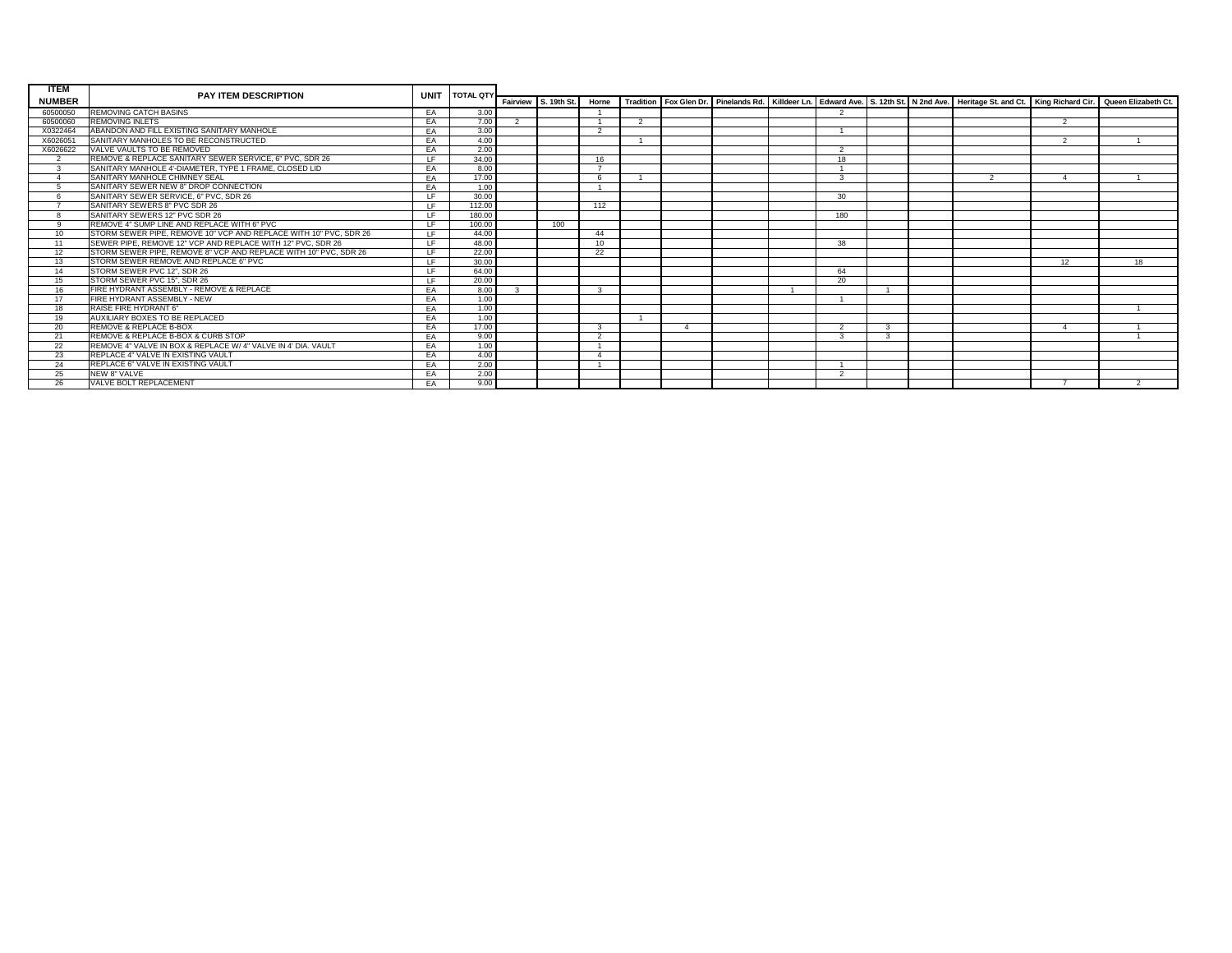| ITEM NUMBER | PAY ITEM DESCRIPTION | UNIT | TOTAL QTY | Fairview | S. 19th St. | Horne | Tradition | Fox Glen Dr. | Pinelands Rd. | Killdeer Ln. | Edward Ave. | S. 12th St. | N 2nd Ave. | Heritage St. and Ct. | King Richard Cir. | Queen Elizabeth Ct. |
|---|---|---|---|---|---|---|---|---|---|---|---|---|---|---|---|---|
| 60500050 | REMOVING CATCH BASINS | EA | 3.00 | | | 1 | | | | | 2 | | | | | |
| 60500060 | REMOVING INLETS | EA | 7.00 | 2 | | 1 | 2 | | | | | | | | 2 | |
| X0322464 | ABANDON AND FILL EXISTING SANITARY MANHOLE | EA | 3.00 | | | 2 | | | | | 1 | | | | | |
| X6026051 | SANITARY MANHOLES TO BE RECONSTRUCTED | EA | 4.00 | | | | 1 | | | | | | | | 2 | 1 |
| X6026622 | VALVE VAULTS TO BE REMOVED | EA | 2.00 | | | | | | | | 2 | | | | | |
| 2 | REMOVE & REPLACE SANITARY SEWER SERVICE, 6" PVC, SDR 26 | LF | 34.00 | | | 16 | | | | | 18 | | | | | |
| 3 | SANITARY MANHOLE 4'-DIAMETER, TYPE 1 FRAME, CLOSED LID | EA | 8.00 | | | 7 | | | | | 1 | | | | | |
| 4 | SANITARY MANHOLE CHIMNEY SEAL | EA | 17.00 | | | 6 | 1 | | | | 3 | | | 2 | 4 | 1 |
| 5 | SANITARY SEWER NEW 8" DROP CONNECTION | EA | 1.00 | | | 1 | | | | | | | | | | |
| 6 | SANITARY SEWER SERVICE, 6" PVC, SDR 26 | LF | 30.00 | | | | | | | | 30 | | | | | |
| 7 | SANITARY SEWERS 8" PVC SDR 26 | LF | 112.00 | | | 112 | | | | | | | | | | |
| 8 | SANITARY SEWERS 12" PVC SDR 26 | LF | 180.00 | | | | | | | | 180 | | | | | |
| 9 | REMOVE 4" SUMP LINE AND REPLACE WITH 6" PVC | LF | 100.00 | | 100 | | | | | | | | | | | |
| 10 | STORM SEWER PIPE, REMOVE 10" VCP AND REPLACE WITH 10" PVC, SDR 26 | LF | 44.00 | | | 44 | | | | | | | | | | |
| 11 | SEWER PIPE, REMOVE 12" VCP AND REPLACE WITH 12" PVC, SDR 26 | LF | 48.00 | | | 10 | | | | | 38 | | | | | |
| 12 | STORM SEWER PIPE, REMOVE 8" VCP AND REPLACE WITH 10" PVC, SDR 26 | LF | 22.00 | | | 22 | | | | | | | | | | |
| 13 | STORM SEWER REMOVE AND REPLACE 6" PVC | LF | 30.00 | | | | | | | | | | | | 12 | 18 |
| 14 | STORM SEWER PVC 12", SDR 26 | LF | 64.00 | | | | | | | | 64 | | | | | |
| 15 | STORM SEWER PVC 15", SDR 26 | LF | 20.00 | | | | | | | | 20 | | | | | |
| 16 | FIRE HYDRANT ASSEMBLY - REMOVE & REPLACE | EA | 8.00 | 3 | | 3 | | | | 1 | | 1 | | | | |
| 17 | FIRE HYDRANT ASSEMBLY - NEW | EA | 1.00 | | | | | | | | 1 | | | | | |
| 18 | RAISE FIRE HYDRANT 6" | EA | 1.00 | | | | | | | | | | | | | 1 |
| 19 | AUXILIARY BOXES TO BE REPLACED | EA | 1.00 | | | | 1 | | | | | | | | | |
| 20 | REMOVE & REPLACE B-BOX | EA | 17.00 | | | 3 | | 4 | | | 2 | 3 | | | 4 | 1 |
| 21 | REMOVE & REPLACE B-BOX & CURB STOP | EA | 9.00 | | | 2 | | | | | 3 | 3 | | | | 1 |
| 22 | REMOVE 4" VALVE IN BOX & REPLACE W/ 4" VALVE IN 4' DIA. VAULT | EA | 1.00 | | | 1 | | | | | | | | | | |
| 23 | REPLACE 4" VALVE IN EXISTING VAULT | EA | 4.00 | | | 4 | | | | | | | | | | |
| 24 | REPLACE 6" VALVE IN EXISTING VAULT | EA | 2.00 | | | 1 | | | | | 1 | | | | | |
| 25 | NEW 8" VALVE | EA | 2.00 | | | | | | | | 2 | | | | | |
| 26 | VALVE BOLT REPLACEMENT | EA | 9.00 | | | | | | | | | | | | 7 | 2 |